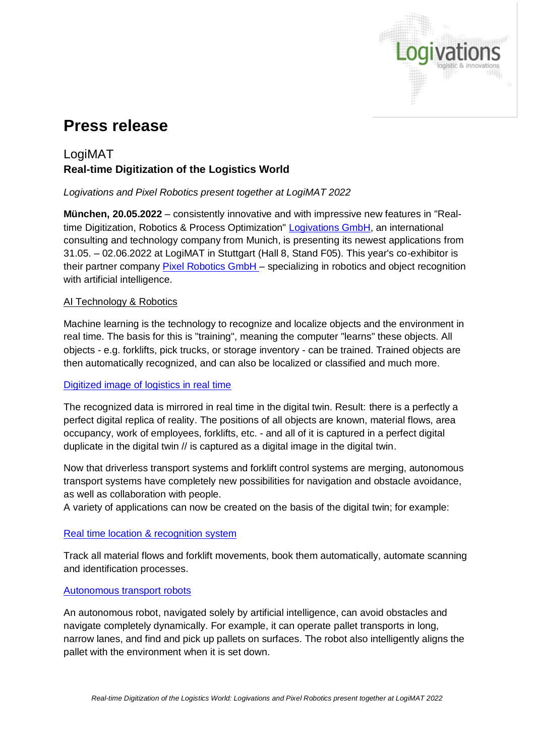# Press release

## LogiMAT
**Real-time Digitization of the Logistics World**

*Logivations and Pixel Robotics present together at LogiMAT 2022*

**München, 20.05.2022** – consistently innovative and with impressive new features in "Real-time Digitization, Robotics & Process Optimization" Logivations GmbH, an international consulting and technology company from Munich, is presenting its newest applications from 31.05. – 02.06.2022 at LogiMAT in Stuttgart (Hall 8, Stand F05). This year's co-exhibitor is their partner company Pixel Robotics GmbH – specializing in robotics and object recognition with artificial intelligence.

### AI Technology & Robotics

Machine learning is the technology to recognize and localize objects and the environment in real time. The basis for this is "training", meaning the computer "learns" these objects. All objects - e.g. forklifts, pick trucks, or storage inventory - can be trained. Trained objects are then automatically recognized, and can also be localized or classified and much more.

### Digitized image of logistics in real time

The recognized data is mirrored in real time in the digital twin. Result: there is a perfectly a perfect digital replica of reality. The positions of all objects are known, material flows, area occupancy, work of employees, forklifts, etc. - and all of it is captured in a perfect digital duplicate in the digital twin // is captured as a digital image in the digital twin.

Now that driverless transport systems and forklift control systems are merging, autonomous transport systems have completely new possibilities for navigation and obstacle avoidance, as well as collaboration with people.
A variety of applications can now be created on the basis of the digital twin; for example:

### Real time location & recognition system

Track all material flows and forklift movements, book them automatically, automate scanning and identification processes.

### Autonomous transport robots

An autonomous robot, navigated solely by artificial intelligence, can avoid obstacles and navigate completely dynamically. For example, it can operate pallet transports in long, narrow lanes, and find and pick up pallets on surfaces. The robot also intelligently aligns the pallet with the environment when it is set down.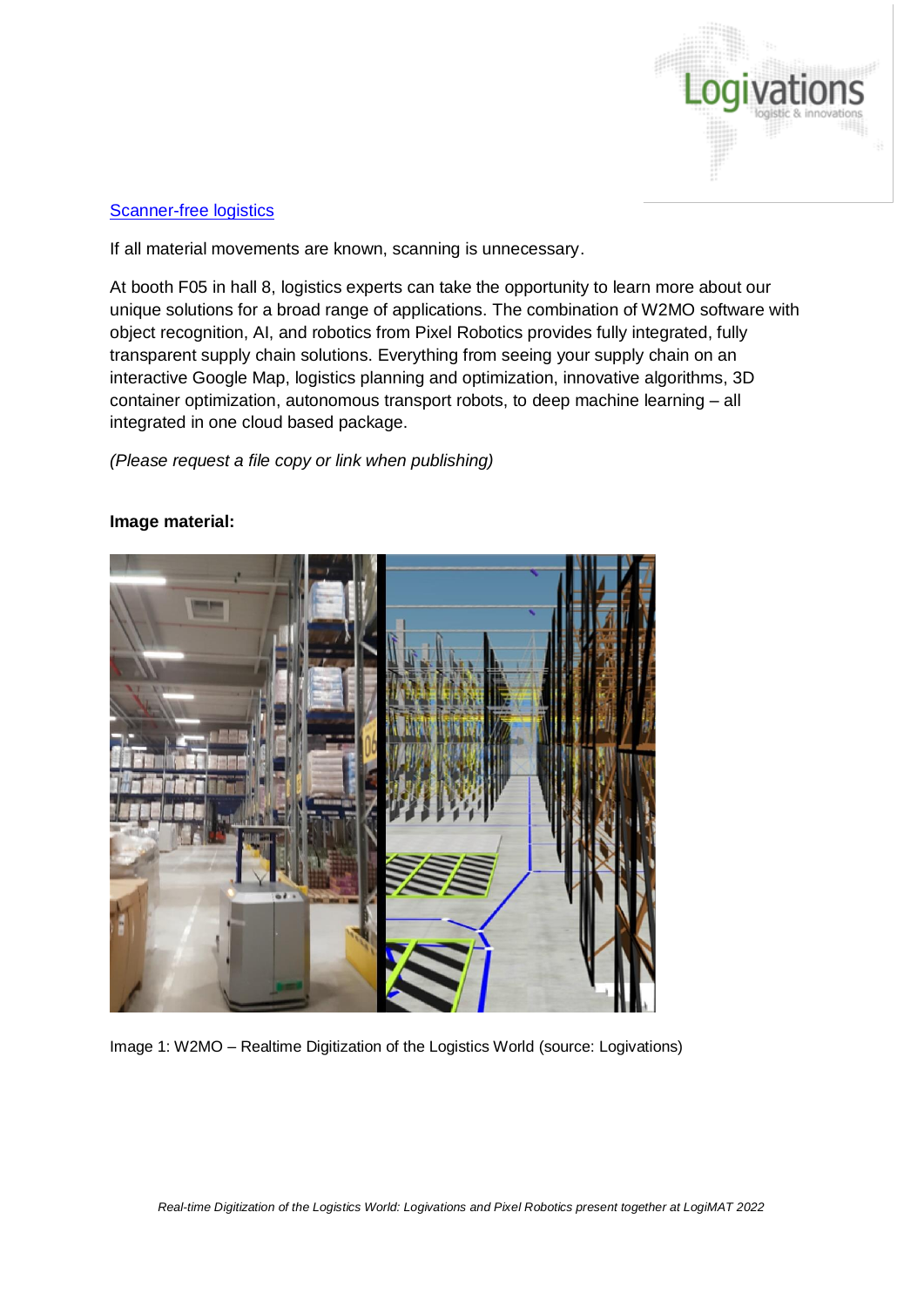[Scanner-free logistics]

If all material movements are known, scanning is unnecessary.

At booth F05 in hall 8, logistics experts can take the opportunity to learn more about our unique solutions for a broad range of applications. The combination of W2MO software with object recognition, AI, and robotics from Pixel Robotics provides fully integrated, fully transparent supply chain solutions. Everything from seeing your supply chain on an interactive Google Map, logistics planning and optimization, innovative algorithms, 3D container optimization, autonomous transport robots, to deep machine learning – all integrated in one cloud based package.

*(Please request a file copy or link when publishing)*

**Image material:**

Image 1: W2MO – Realtime Digitization of the Logistics World (source: Logivations)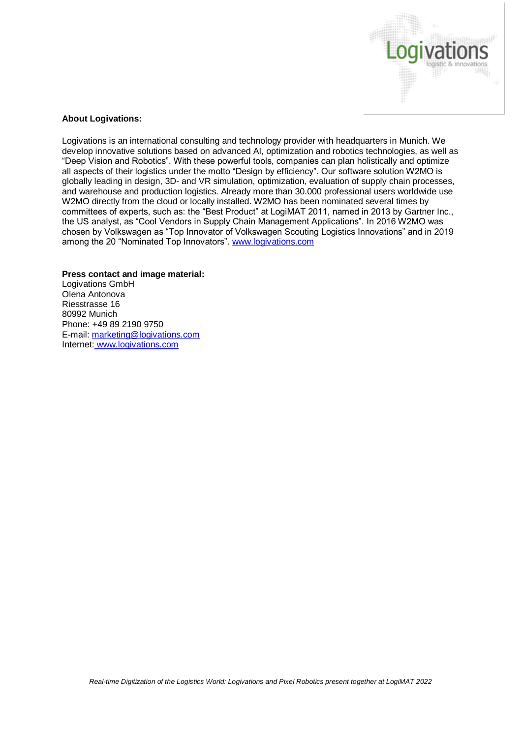**About Logivations:**

Logivations is an international consulting and technology provider with headquarters in Munich. We develop innovative solutions based on advanced AI, optimization and robotics technologies, as well as "Deep Vision and Robotics". With these powerful tools, companies can plan holistically and optimize all aspects of their logistics under the motto "Design by efficiency". Our software solution W2MO is globally leading in design, 3D- and VR simulation, optimization, evaluation of supply chain processes, and warehouse and production logistics. Already more than 30.000 professional users worldwide use W2MO directly from the cloud or locally installed. W2MO has been nominated several times by committees of experts, such as: the "Best Product" at LogiMAT 2011, named in 2013 by Gartner Inc., the US analyst, as "Cool Vendors in Supply Chain Management Applications". In 2016 W2MO was chosen by Volkswagen as "Top Innovator of Volkswagen Scouting Logistics Innovations" and in 2019 among the 20 "Nominated Top Innovators". www.logivations.com

**Press contact and image material:**
Logivations GmbH
Olena Antonova
Riesstrasse 16
80992 Munich
Phone: +49 89 2190 9750
E-mail: marketing@logivations.com
Internet: www.logivations.com